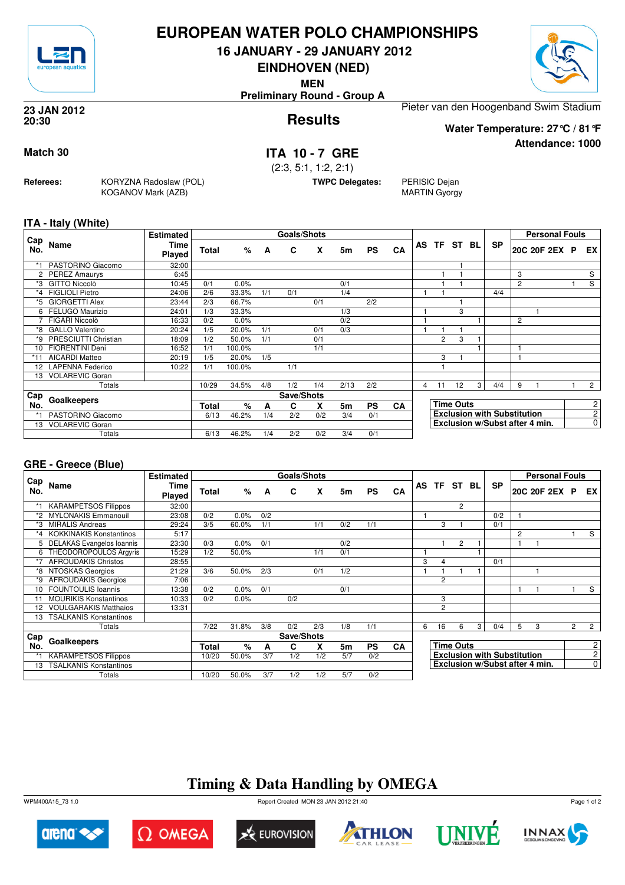# EUROPEAN WATER POLO CHAMPIONSHIPS

## 16 JANUARY - 29 JANUARY 2012

## EINDHOVEN (NED)

**MEN**

**Preliminary Round - Group A**

**23 JAN 2012**
**20:30**

## Results

Pieter van den Hoogenband Swim Stadium

**Water Temperature: 27°C / 81°F**

**Attendance: 1000**

**Match 30**

## ITA 10 - 7 GRE

(2:3, 5:1, 1:2, 2:1)

**Referees:** KORYZNA Radoslaw (POL), KOGANOV Mark (AZB)

**TWPC Delegates:** PERISIC Dejan, MARTIN Gyorgy

### ITA - Italy (White)

| Cap No. | Name | Estimated Time Played | Goals/Shots Total | % | A | C | X | 5m | PS | CA | AS | TF | ST | BL | SP | 20C | 20F | 2EX | P | EX |
|---|---|---|---|---|---|---|---|---|---|---|---|---|---|---|---|---|---|---|---|---|
| *1 | PASTORINO Giacomo | 32:00 | | | | | | | | | | | 1 | | | | | | | |
| 2 | PEREZ Amaurys | 6:45 | | | | | | | | | | 1 | 1 | | | 3 | | | | S |
| *3 | GITTO Niccolò | 10:45 | 0/1 | 0.0% | | | | 0/1 | | | | 1 | 1 | | | 2 | | | 1 | S |
| *4 | FIGLIOLI Pietro | 24:06 | 2/6 | 33.3% | 1/1 | 0/1 | | 1/4 | | | 1 | 1 | | | 4/4 | | | | | |
| *5 | GIORGETTI Alex | 23:44 | 2/3 | 66.7% | | | 0/1 | | 2/2 | | | | 1 | | | | | | | |
| 6 | FELUGO Maurizio | 24:01 | 1/3 | 33.3% | | | | 1/3 | | | 1 | | 3 | | | | 1 | | | |
| 7 | FIGARI Niccolò | 16:33 | 0/2 | 0.0% | | | | 0/2 | | | 1 | | | 1 | | 2 | | | | |
| *8 | GALLO Valentino | 20:24 | 1/5 | 20.0% | 1/1 | | 0/1 | 0/3 | | | 1 | 1 | 1 | | | | | | | |
| *9 | PRESCIUTTI Christian | 18:09 | 1/2 | 50.0% | 1/1 | | 0/1 | | | | | 2 | 3 | 1 | | | | | | |
| 10 | FIORENTINI Deni | 16:52 | 1/1 | 100.0% | | | 1/1 | | | | | | | 1 | | 1 | | | | |
| *11 | AICARDI Matteo | 20:19 | 1/5 | 20.0% | 1/5 | | | | | | | 3 | 1 | | | 1 | | | | |
| 12 | LAPENNA Federico | 10:22 | 1/1 | 100.0% | | 1/1 | | | | | | 1 | | | | | | | | |
| 13 | VOLAREVIC Goran | | | | | | | | | | | | | | | | | | | |
| | Totals | | 10/29 | 34.5% | 4/8 | 1/2 | 1/4 | 2/13 | 2/2 | | 4 | 11 | 12 | 3 | 4/4 | 9 | 1 | | 1 | 2 |

| Cap No. | Goalkeepers | Save/Shots Total | % | A | C | X | 5m | PS | CA |
|---|---|---|---|---|---|---|---|---|---|
| *1 | PASTORINO Giacomo | 6/13 | 46.2% | 1/4 | 2/2 | 0/2 | 3/4 | 0/1 | |
| 13 | VOLAREVIC Goran | | | | | | | | |
| | Totals | 6/13 | 46.2% | 1/4 | 2/2 | 0/2 | 3/4 | 0/1 | |

| | |
|---|---|
| Time Outs | 2 |
| Exclusion with Substitution | 2 |
| Exclusion w/Subst after 4 min. | 0 |

### GRE - Greece (Blue)

| Cap No. | Name | Estimated Time Played | Goals/Shots Total | % | A | C | X | 5m | PS | CA | AS | TF | ST | BL | SP | 20C | 20F | 2EX | P | EX |
|---|---|---|---|---|---|---|---|---|---|---|---|---|---|---|---|---|---|---|---|---|
| *1 | KARAMPETSOS Filippos | 32:00 | | | | | | | | | | | 2 | | | | | | | |
| *2 | MYLONAKIS Emmanouil | 23:08 | 0/2 | 0.0% | 0/2 | | | | | | 1 | | | | 0/2 | 1 | | | | |
| *3 | MIRALIS Andreas | 29:24 | 3/5 | 60.0% | 1/1 | | 1/1 | 0/2 | 1/1 | | | 3 | 1 | | 0/1 | | | | | |
| *4 | KOKKINAKIS Konstantinos | 5:17 | | | | | | | | | | | | | | 2 | | | 1 | S |
| 5 | DELAKAS Evangelos Ioannis | 23:30 | 0/3 | 0.0% | 0/1 | | | 0/2 | | | | 1 | 2 | 1 | | 1 | 1 | | | |
| 6 | THEODOROPOULOS Argyris | 15:29 | 1/2 | 50.0% | | | 1/1 | 0/1 | | | 1 | | | 1 | | | | | | |
| *7 | AFROUDAKIS Christos | 28:55 | | | | | | | | | 3 | 4 | | | 0/1 | | | | | |
| *8 | NTOSKAS Georgios | 21:29 | 3/6 | 50.0% | 2/3 | | 0/1 | 1/2 | | | 1 | 1 | 1 | 1 | | | 1 | | | |
| *9 | AFROUDAKIS Georgios | 7:06 | | | | | | | | | | 2 | | | | | | | | |
| 10 | FOUNTOULIS Ioannis | 13:38 | 0/2 | 0.0% | 0/1 | | | 0/1 | | | | | | | | 1 | 1 | | 1 | S |
| 11 | MOURIKIS Konstantinos | 10:33 | 0/2 | 0.0% | | 0/2 | | | | | | 3 | | | | | | | | |
| 12 | VOULGARAKIS Matthaios | 13:31 | | | | | | | | | | 2 | | | | | | | | |
| 13 | TSALKANIS Konstantinos | | | | | | | | | | | | | | | | | | | |
| | Totals | | 7/22 | 31.8% | 3/8 | 0/2 | 2/3 | 1/8 | 1/1 | | 6 | 16 | 6 | 3 | 0/4 | 5 | 3 | | 2 | 2 |

| Cap No. | Goalkeepers | Save/Shots Total | % | A | C | X | 5m | PS | CA |
|---|---|---|---|---|---|---|---|---|---|
| *1 | KARAMPETSOS Filippos | 10/20 | 50.0% | 3/7 | 1/2 | 1/2 | 5/7 | 0/2 | |
| 13 | TSALKANIS Konstantinos | | | | | | | | |
| | Totals | 10/20 | 50.0% | 3/7 | 1/2 | 1/2 | 5/7 | 0/2 | |

| | |
|---|---|
| Time Outs | 2 |
| Exclusion with Substitution | 2 |
| Exclusion w/Subst after 4 min. | 0 |

## Timing & Data Handling by OMEGA

WPM400A15_73 1.0 — Report Created MON 23 JAN 2012 21:40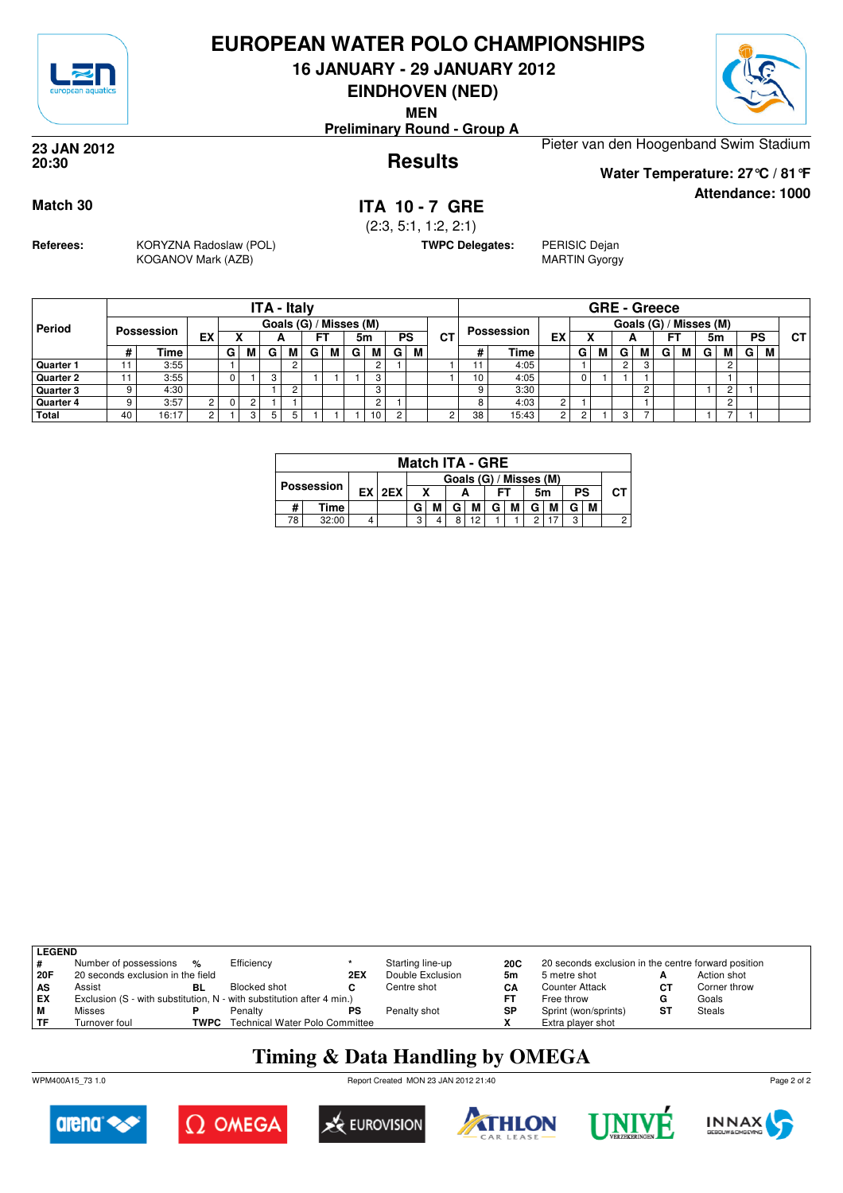# EUROPEAN WATER POLO CHAMPIONSHIPS

**16 JANUARY - 29 JANUARY 2012**

**EINDHOVEN (NED)**

**MEN**

**Preliminary Round - Group A**

**23 JAN 2012**
**20:30**

## Results

Pieter van den Hoogenband Swim Stadium

**Water Temperature: 27°C / 81°F**

**Attendance: 1000**

**Match 30**

## ITA 10 - 7 GRE

(2:3, 5:1, 1:2, 2:1)

**Referees:** KORYZNA Radoslaw (POL), KOGANOV Mark (AZB)

**TWPC Delegates:** PERISIC Dejan, MARTIN Gyorgy

| Period | ITA - Italy | | | | | | | | | | | | | GRE - Greece | | | | | | | | | | | | |
|---|---|---|---|---|---|---|---|---|---|---|---|---|---|---|---|---|---|---|---|---|---|---|---|---|---|---|
| | Possession | | EX | Goals (G) / Misses (M) | | | | | | | | | | CT | Possession | | EX | Goals (G) / Misses (M) | | | | | | | | | | CT |
| | | | | X | | A | | FT | | 5m | | PS | | | | | | X | | A | | FT | | 5m | | PS | | |
| | # | Time | | G | M | G | M | G | M | G | M | G | M | | # | Time | | G | M | G | M | G | M | G | M | G | M | |
| Quarter 1 | 11 | 3:55 | | 1 | | | 2 | | | | 2 | 1 | | 1 | 11 | 4:05 | | 1 | | 2 | 3 | | | | 2 | | | |
| Quarter 2 | 11 | 3:55 | | 0 | 1 | 3 | | 1 | 1 | 1 | 3 | | | 1 | 10 | 4:05 | | 0 | 1 | 1 | 1 | | | | 1 | | | |
| Quarter 3 | 9 | 4:30 | | | | 1 | 2 | | | | 3 | | | | 9 | 3:30 | | | | | 2 | | | 1 | 2 | 1 | | |
| Quarter 4 | 9 | 3:57 | 2 | 0 | 2 | 1 | 1 | | | | 2 | 1 | | | 8 | 4:03 | 2 | 1 | | | 1 | | | | 2 | | | |
| Total | 40 | 16:17 | 2 | 1 | 3 | 5 | 5 | 1 | 1 | 1 | 10 | 2 | | 2 | 38 | 15:43 | 2 | 2 | 1 | 3 | 7 | | | 1 | 7 | 1 | | |

**Match ITA - GRE**

| Possession | | EX | 2EX | Goals (G) / Misses (M) | | | | | | | | | | CT |
|---|---|---|---|---|---|---|---|---|---|---|---|---|---|---|
| | | | | X | | A | | FT | | 5m | | PS | | |
| # | Time | | | G | M | G | M | G | M | G | M | G | M | |
| 78 | 32:00 | 4 | | 3 | 4 | 8 | 12 | 1 | 1 | 2 | 17 | 3 | | 2 |

**LEGEND**

| | | | | | | | |
|---|---|---|---|---|---|---|---|
| # | Number of possessions | % | Efficiency | * | Starting line-up | 20C | 20 seconds exclusion in the centre forward position |
| 20F | 20 seconds exclusion in the field | | | 2EX | Double Exclusion | 5m | 5 metre shot | A | Action shot |
| AS | Assist | BL | Blocked shot | C | Centre shot | CA | Counter Attack | CT | Corner throw |
| EX | Exclusion (S - with substitution, N - with substitution after 4 min.) | | | | | FT | Free throw | G | Goals |
| M | Misses | P | Penalty | PS | Penalty shot | SP | Sprint (won/sprints) | ST | Steals |
| TF | Turnover foul | TWPC | Technical Water Polo Committee | | | X | Extra player shot | | |

## Timing & Data Handling by OMEGA

WPM400A15_73 1.0 Report Created MON 23 JAN 2012 21:40